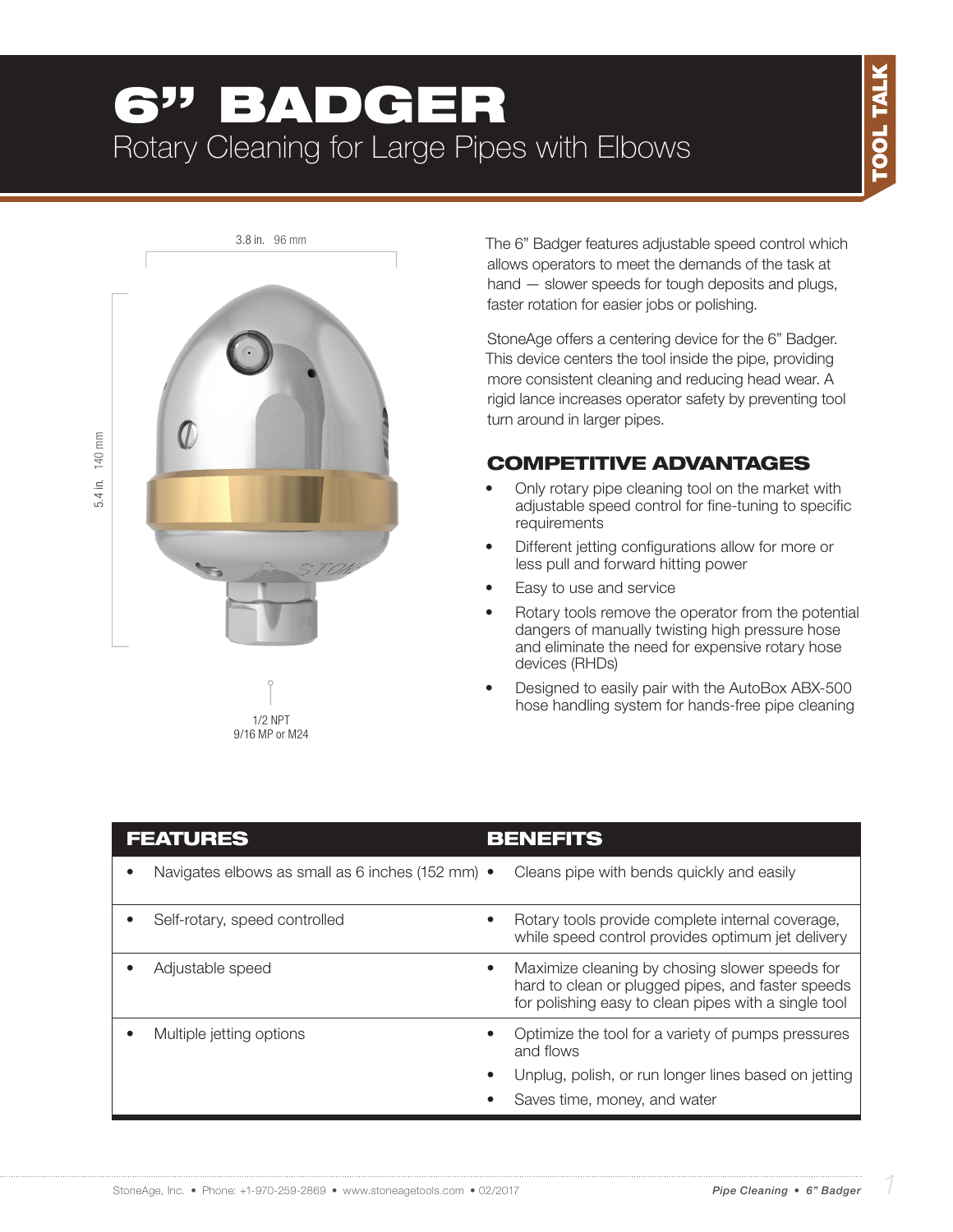# 6" BADGER

## Rotary Cleaning for Large Pipes with Elbows

TOOL TALK

3.8 in. 96 mm

5.4 in. 140 mm

1/2 NPT
9/16 MP or M24

The 6" Badger features adjustable speed control which allows operators to meet the demands of the task at hand — slower speeds for tough deposits and plugs, faster rotation for easier jobs or polishing.

StoneAge offers a centering device for the 6" Badger. This device centers the tool inside the pipe, providing more consistent cleaning and reducing head wear. A rigid lance increases operator safety by preventing tool turn around in larger pipes.

## COMPETITIVE ADVANTAGES

- Only rotary pipe cleaning tool on the market with adjustable speed control for fine-tuning to specific requirements
- Different jetting configurations allow for more or less pull and forward hitting power
- Easy to use and service
- Rotary tools remove the operator from the potential dangers of manually twisting high pressure hose and eliminate the need for expensive rotary hose devices (RHDs)
- Designed to easily pair with the AutoBox ABX-500 hose handling system for hands-free pipe cleaning

| FEATURES | BENEFITS |
|---|---|
| • Navigates elbows as small as 6 inches (152 mm) | • Cleans pipe with bends quickly and easily |
| • Self-rotary, speed controlled | • Rotary tools provide complete internal coverage, while speed control provides optimum jet delivery |
| • Adjustable speed | • Maximize cleaning by chosing slower speeds for hard to clean or plugged pipes, and faster speeds for polishing easy to clean pipes with a single tool |
| • Multiple jetting options | • Optimize the tool for a variety of pumps pressures and flows<br>• Unplug, polish, or run longer lines based on jetting<br>• Saves time, money, and water |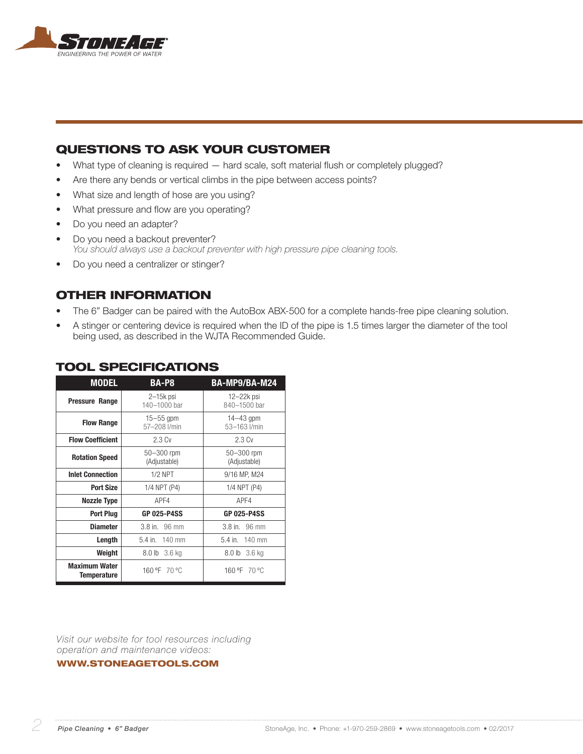## QUESTIONS TO ASK YOUR CUSTOMER

- What type of cleaning is required — hard scale, soft material flush or completely plugged?
- Are there any bends or vertical climbs in the pipe between access points?
- What size and length of hose are you using?
- What pressure and flow are you operating?
- Do you need an adapter?
- Do you need a backout preventer?
  *You should always use a backout preventer with high pressure pipe cleaning tools.*
- Do you need a centralizer or stinger?

## OTHER INFORMATION

- The 6" Badger can be paired with the AutoBox ABX-500 for a complete hands-free pipe cleaning solution.
- A stinger or centering device is required when the ID of the pipe is 1.5 times larger the diameter of the tool being used, as described in the WJTA Recommended Guide.

## TOOL SPECIFICATIONS

| MODEL | BA-P8 | BA-MP9/BA-M24 |
|---|---|---|
| **Pressure Range** | 2–15k psi<br>140–1000 bar | 12–22k psi<br>840–1500 bar |
| **Flow Range** | 15–55 gpm<br>57–208 l/min | 14–43 gpm<br>53–163 l/min |
| **Flow Coefficient** | 2.3 Cv | 2.3 Cv |
| **Rotation Speed** | 50–300 rpm<br>(Adjustable) | 50–300 rpm<br>(Adjustable) |
| **Inlet Connection** | 1/2 NPT | 9/16 MP, M24 |
| **Port Size** | 1/4 NPT (P4) | 1/4 NPT (P4) |
| **Nozzle Type** | APF4 | APF4 |
| **Port Plug** | **GP 025-P4SS** | **GP 025-P4SS** |
| **Diameter** | 3.8 in. 96 mm | 3.8 in. 96 mm |
| **Length** | 5.4 in. 140 mm | 5.4 in. 140 mm |
| **Weight** | 8.0 lb 3.6 kg | 8.0 lb 3.6 kg |
| **Maximum Water Temperature** | 160 °F 70 °C | 160 °F 70 °C |

*Visit our website for tool resources including operation and maintenance videos:*

**WWW.STONEAGETOOLS.COM**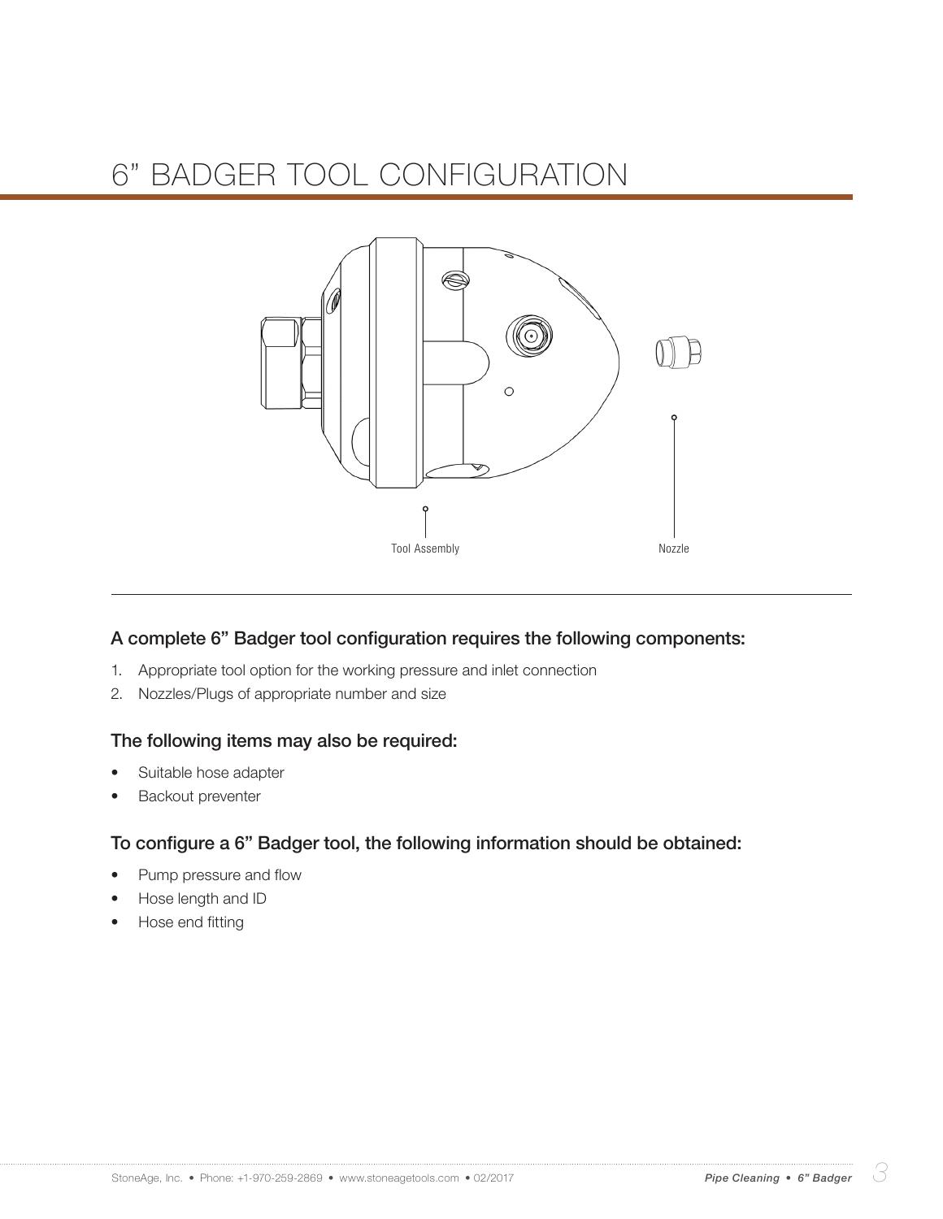# 6" BADGER TOOL CONFIGURATION

Tool Assembly

Nozzle

### A complete 6" Badger tool configuration requires the following components:

1. Appropriate tool option for the working pressure and inlet connection
2. Nozzles/Plugs of appropriate number and size

### The following items may also be required:

- Suitable hose adapter
- Backout preventer

### To configure a 6" Badger tool, the following information should be obtained:

- Pump pressure and flow
- Hose length and ID
- Hose end fitting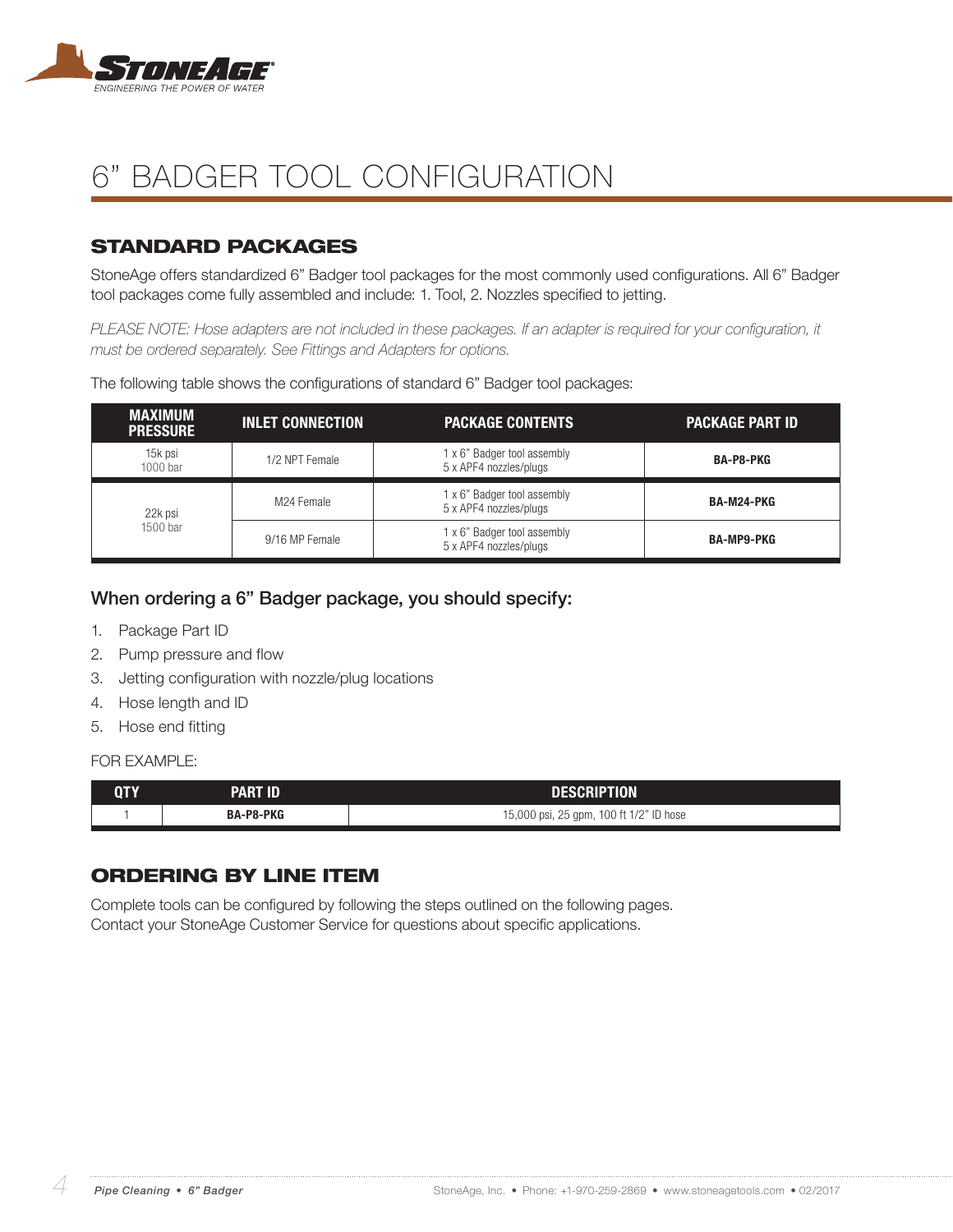# 6” BADGER TOOL CONFIGURATION

## STANDARD PACKAGES

StoneAge offers standardized 6” Badger tool packages for the most commonly used configurations. All 6” Badger tool packages come fully assembled and include: 1. Tool, 2. Nozzles specified to jetting.

*PLEASE NOTE: Hose adapters are not included in these packages. If an adapter is required for your configuration, it must be ordered separately. See Fittings and Adapters for options.*

The following table shows the configurations of standard 6” Badger tool packages:

| MAXIMUM PRESSURE | INLET CONNECTION | PACKAGE CONTENTS | PACKAGE PART ID |
|---|---|---|---|
| 15k psi<br>1000 bar | 1/2 NPT Female | 1 x 6” Badger tool assembly<br>5 x APF4 nozzles/plugs | **BA-P8-PKG** |
| 22k psi<br>1500 bar | M24 Female | 1 x 6” Badger tool assembly<br>5 x APF4 nozzles/plugs | **BA-M24-PKG** |
| | 9/16 MP Female | 1 x 6” Badger tool assembly<br>5 x APF4 nozzles/plugs | **BA-MP9-PKG** |

### When ordering a 6” Badger package, you should specify:

1. Package Part ID
2. Pump pressure and flow
3. Jetting configuration with nozzle/plug locations
4. Hose length and ID
5. Hose end fitting

FOR EXAMPLE:

| QTY | PART ID | DESCRIPTION |
|---|---|---|
| 1 | **BA-P8-PKG** | 15,000 psi, 25 gpm, 100 ft 1/2” ID hose |

## ORDERING BY LINE ITEM

Complete tools can be configured by following the steps outlined on the following pages.
Contact your StoneAge Customer Service for questions about specific applications.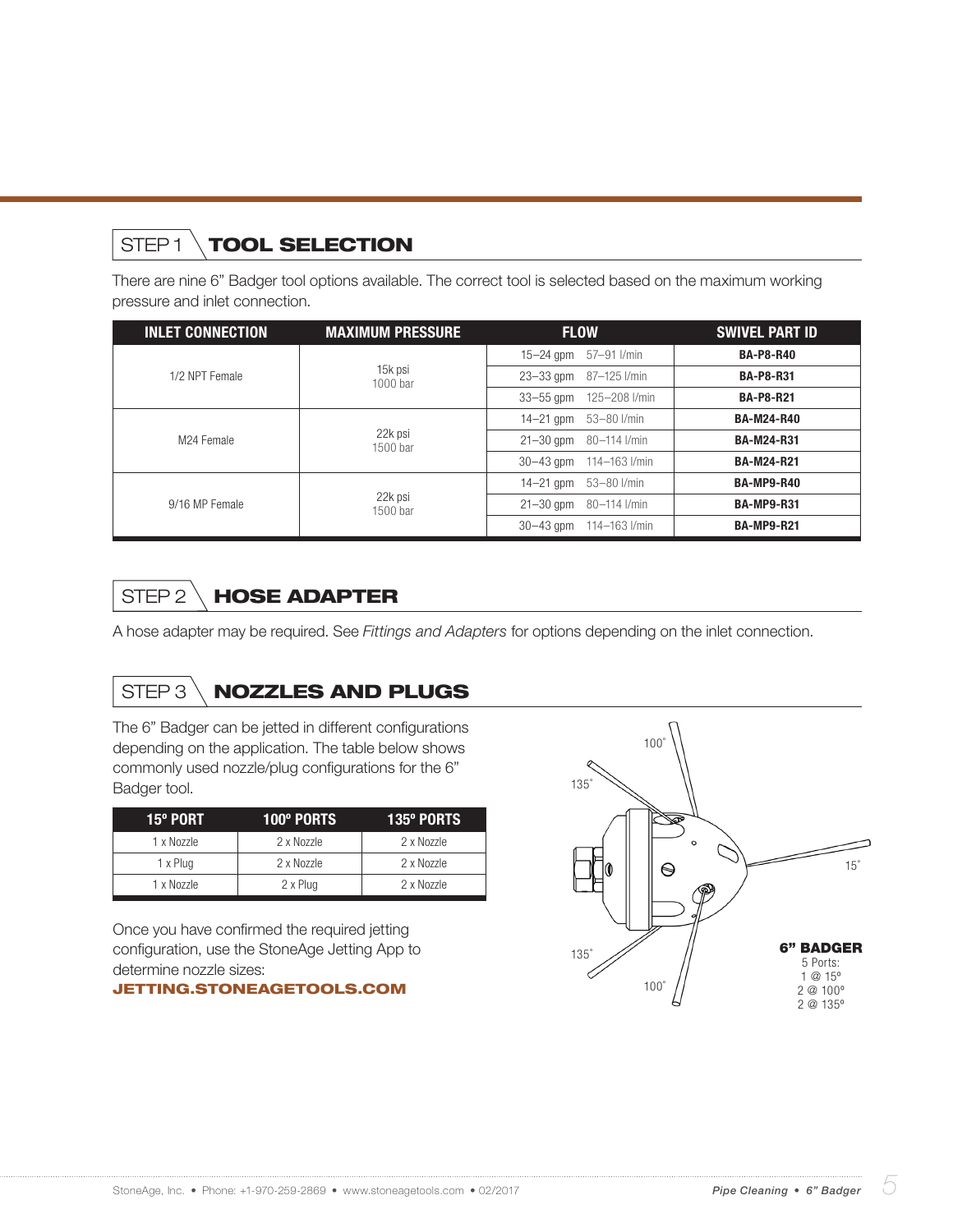## STEP 1 TOOL SELECTION

There are nine 6" Badger tool options available. The correct tool is selected based on the maximum working pressure and inlet connection.

| INLET CONNECTION | MAXIMUM PRESSURE | FLOW | SWIVEL PART ID |
|---|---|---|---|
| 1/2 NPT Female | 15k psi 1000 bar | 15–24 gpm 57–91 l/min | **BA-P8-R40** |
| | | 23–33 gpm 87–125 l/min | **BA-P8-R31** |
| | | 33–55 gpm 125–208 l/min | **BA-P8-R21** |
| M24 Female | 22k psi 1500 bar | 14–21 gpm 53–80 l/min | **BA-M24-R40** |
| | | 21–30 gpm 80–114 l/min | **BA-M24-R31** |
| | | 30–43 gpm 114–163 l/min | **BA-M24-R21** |
| 9/16 MP Female | 22k psi 1500 bar | 14–21 gpm 53–80 l/min | **BA-MP9-R40** |
| | | 21–30 gpm 80–114 l/min | **BA-MP9-R31** |
| | | 30–43 gpm 114–163 l/min | **BA-MP9-R21** |

## STEP 2 HOSE ADAPTER

A hose adapter may be required. See *Fittings and Adapters* for options depending on the inlet connection.

## STEP 3 NOZZLES AND PLUGS

The 6" Badger can be jetted in different configurations depending on the application. The table below shows commonly used nozzle/plug configurations for the 6" Badger tool.

| 15º PORT | 100º PORTS | 135º PORTS |
|---|---|---|
| 1 x Nozzle | 2 x Nozzle | 2 x Nozzle |
| 1 x Plug | 2 x Nozzle | 2 x Nozzle |
| 1 x Nozzle | 2 x Plug | 2 x Nozzle |

Once you have confirmed the required jetting configuration, use the StoneAge Jetting App to determine nozzle sizes:
**JETTING.STONEAGETOOLS.COM**

**6" BADGER**
5 Ports:
1 @ 15º
2 @ 100º
2 @ 135º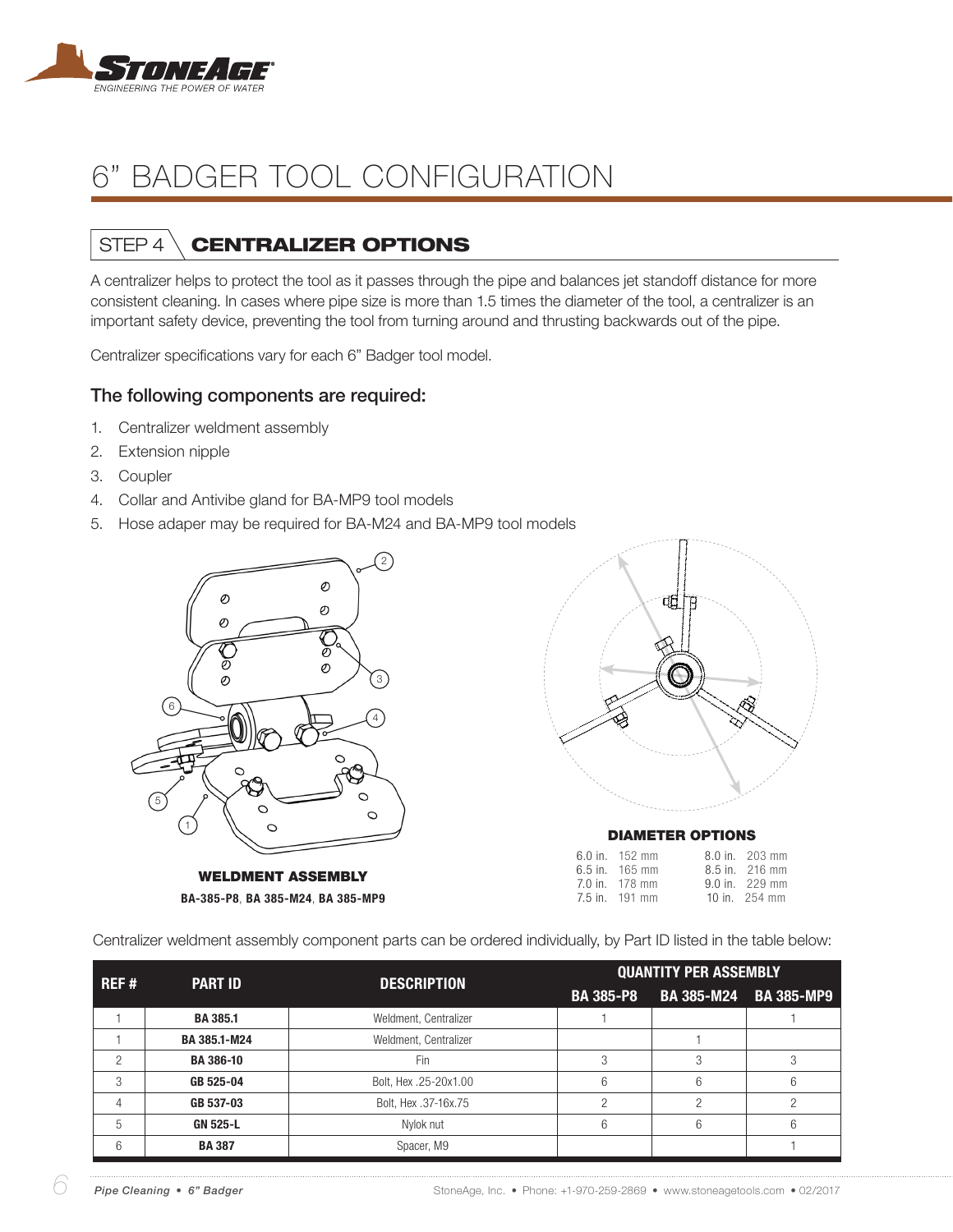# 6" BADGER TOOL CONFIGURATION

## STEP 4 CENTRALIZER OPTIONS

A centralizer helps to protect the tool as it passes through the pipe and balances jet standoff distance for more consistent cleaning. In cases where pipe size is more than 1.5 times the diameter of the tool, a centralizer is an important safety device, preventing the tool from turning around and thrusting backwards out of the pipe.

Centralizer specifications vary for each 6" Badger tool model.

### The following components are required:

1. Centralizer weldment assembly
2. Extension nipple
3. Coupler
4. Collar and Antivibe gland for BA-MP9 tool models
5. Hose adaper may be required for BA-M24 and BA-MP9 tool models

**WELDMENT ASSEMBLY**

**BA-385-P8**, **BA 385-M24**, **BA 385-MP9**

**DIAMETER OPTIONS**

| | | | |
|---|---|---|---|
| 6.0 in. | 152 mm | 8.0 in. | 203 mm |
| 6.5 in. | 165 mm | 8.5 in. | 216 mm |
| 7.0 in. | 178 mm | 9.0 in. | 229 mm |
| 7.5 in. | 191 mm | 10 in. | 254 mm |

Centralizer weldment assembly component parts can be ordered individually, by Part ID listed in the table below:

| REF # | PART ID | DESCRIPTION | QUANTITY PER ASSEMBLY | | |
|---|---|---|---|---|---|
| | | | BA 385-P8 | BA 385-M24 | BA 385-MP9 |
| 1 | **BA 385.1** | Weldment, Centralizer | 1 | | 1 |
| 1 | **BA 385.1-M24** | Weldment, Centralizer | | 1 | |
| 2 | **BA 386-10** | Fin | 3 | 3 | 3 |
| 3 | **GB 525-04** | Bolt, Hex .25-20x1.00 | 6 | 6 | 6 |
| 4 | **GB 537-03** | Bolt, Hex .37-16x.75 | 2 | 2 | 2 |
| 5 | **GN 525-L** | Nylok nut | 6 | 6 | 6 |
| 6 | **BA 387** | Spacer, M9 | | | 1 |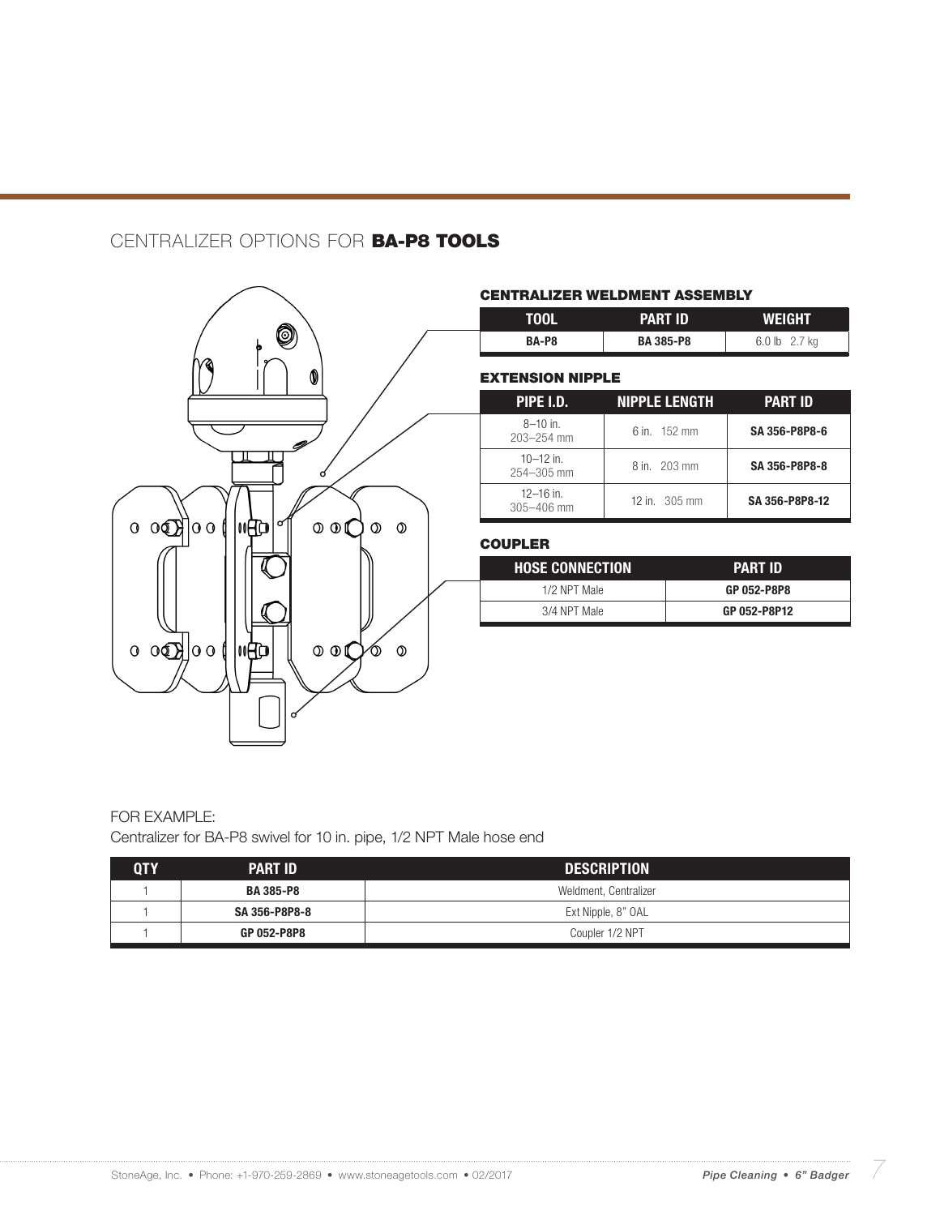## CENTRALIZER OPTIONS FOR **BA-P8 TOOLS**

### CENTRALIZER WELDMENT ASSEMBLY

| TOOL | PART ID | WEIGHT |
|---|---|---|
| **BA-P8** | **BA 385-P8** | 6.0 lb 2.7 kg |

### EXTENSION NIPPLE

| PIPE I.D. | NIPPLE LENGTH | PART ID |
|---|---|---|
| 8–10 in. 203–254 mm | 6 in. 152 mm | **SA 356-P8P8-6** |
| 10–12 in. 254–305 mm | 8 in. 203 mm | **SA 356-P8P8-8** |
| 12–16 in. 305–406 mm | 12 in. 305 mm | **SA 356-P8P8-12** |

### COUPLER

| HOSE CONNECTION | PART ID |
|---|---|
| 1/2 NPT Male | **GP 052-P8P8** |
| 3/4 NPT Male | **GP 052-P8P12** |

FOR EXAMPLE:

Centralizer for BA-P8 swivel for 10 in. pipe, 1/2 NPT Male hose end

| QTY | PART ID | DESCRIPTION |
|---|---|---|
| 1 | **BA 385-P8** | Weldment, Centralizer |
| 1 | **SA 356-P8P8-8** | Ext Nipple, 8" OAL |
| 1 | **GP 052-P8P8** | Coupler 1/2 NPT |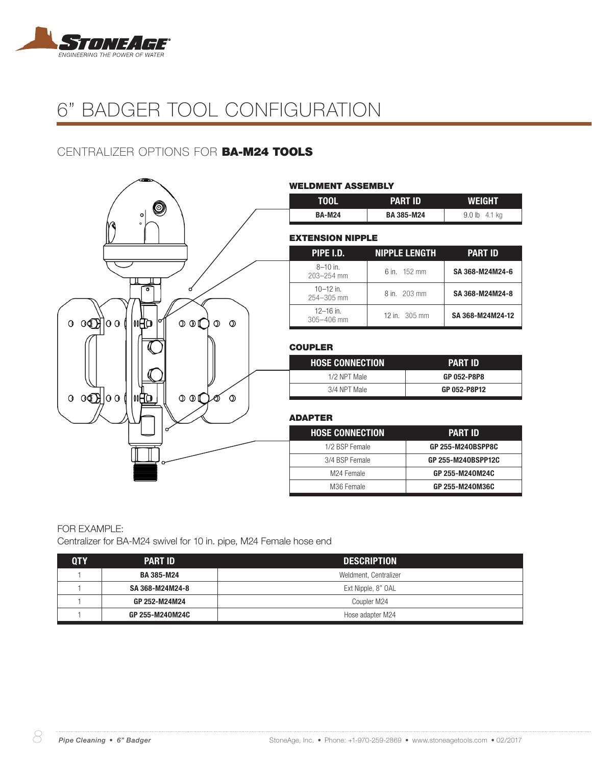# 6" BADGER TOOL CONFIGURATION

## CENTRALIZER OPTIONS FOR **BA-M24 TOOLS**

### WELDMENT ASSEMBLY

| TOOL | PART ID | WEIGHT |
|---|---|---|
| **BA-M24** | **BA 385-M24** | 9.0 lb 4.1 kg |

### EXTENSION NIPPLE

| PIPE I.D. | NIPPLE LENGTH | PART ID |
|---|---|---|
| 8–10 in. 203–254 mm | 6 in. 152 mm | **SA 368-M24M24-6** |
| 10–12 in. 254–305 mm | 8 in. 203 mm | **SA 368-M24M24-8** |
| 12–16 in. 305–406 mm | 12 in. 305 mm | **SA 368-M24M24-12** |

### COUPLER

| HOSE CONNECTION | PART ID |
|---|---|
| 1/2 NPT Male | **GP 052-P8P8** |
| 3/4 NPT Male | **GP 052-P8P12** |

### ADAPTER

| HOSE CONNECTION | PART ID |
|---|---|
| 1/2 BSP Female | **GP 255-M24OBSPP8C** |
| 3/4 BSP Female | **GP 255-M24OBSPP12C** |
| M24 Female | **GP 255-M24OM24C** |
| M36 Female | **GP 255-M24OM36C** |

FOR EXAMPLE:
Centralizer for BA-M24 swivel for 10 in. pipe, M24 Female hose end

| QTY | PART ID | DESCRIPTION |
|---|---|---|
| 1 | **BA 385-M24** | Weldment, Centralizer |
| 1 | **SA 368-M24M24-8** | Ext Nipple, 8" OAL |
| 1 | **GP 252-M24M24** | Coupler M24 |
| 1 | **GP 255-M24OM24C** | Hose adapter M24 |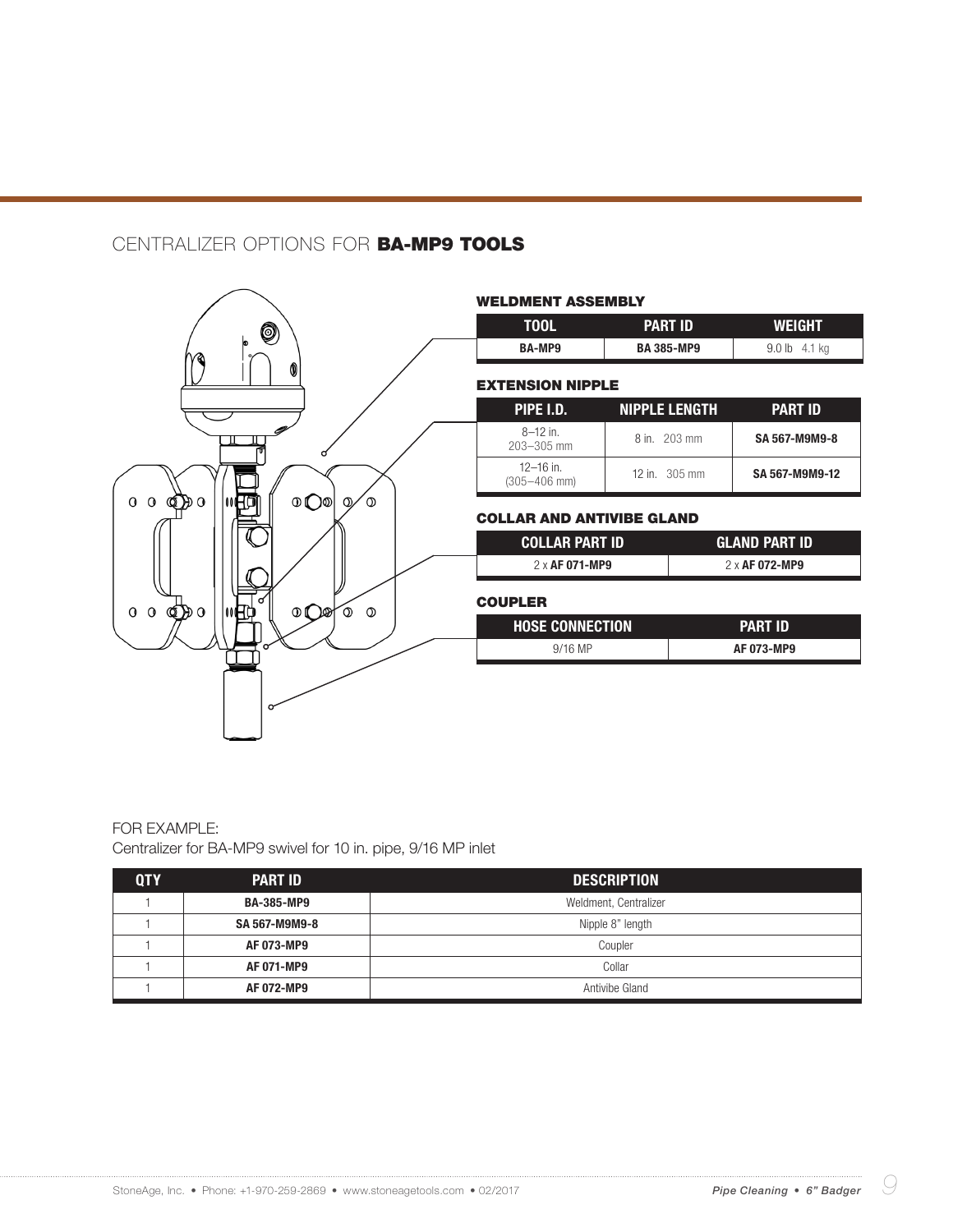## CENTRALIZER OPTIONS FOR **BA-MP9 TOOLS**

### WELDMENT ASSEMBLY

| TOOL | PART ID | WEIGHT |
|---|---|---|
| **BA-MP9** | **BA 385-MP9** | 9.0 lb 4.1 kg |

### EXTENSION NIPPLE

| PIPE I.D. | NIPPLE LENGTH | PART ID |
|---|---|---|
| 8–12 in. 203–305 mm | 8 in. 203 mm | **SA 567-M9M9-8** |
| 12–16 in. (305–406 mm) | 12 in. 305 mm | **SA 567-M9M9-12** |

### COLLAR AND ANTIVIBE GLAND

| COLLAR PART ID | GLAND PART ID |
|---|---|
| 2 x **AF 071-MP9** | 2 x **AF 072-MP9** |

### COUPLER

| HOSE CONNECTION | PART ID |
|---|---|
| 9/16 MP | **AF 073-MP9** |

FOR EXAMPLE:
Centralizer for BA-MP9 swivel for 10 in. pipe, 9/16 MP inlet

| QTY | PART ID | DESCRIPTION |
|---|---|---|
| 1 | **BA-385-MP9** | Weldment, Centralizer |
| 1 | **SA 567-M9M9-8** | Nipple 8" length |
| 1 | **AF 073-MP9** | Coupler |
| 1 | **AF 071-MP9** | Collar |
| 1 | **AF 072-MP9** | Antivibe Gland |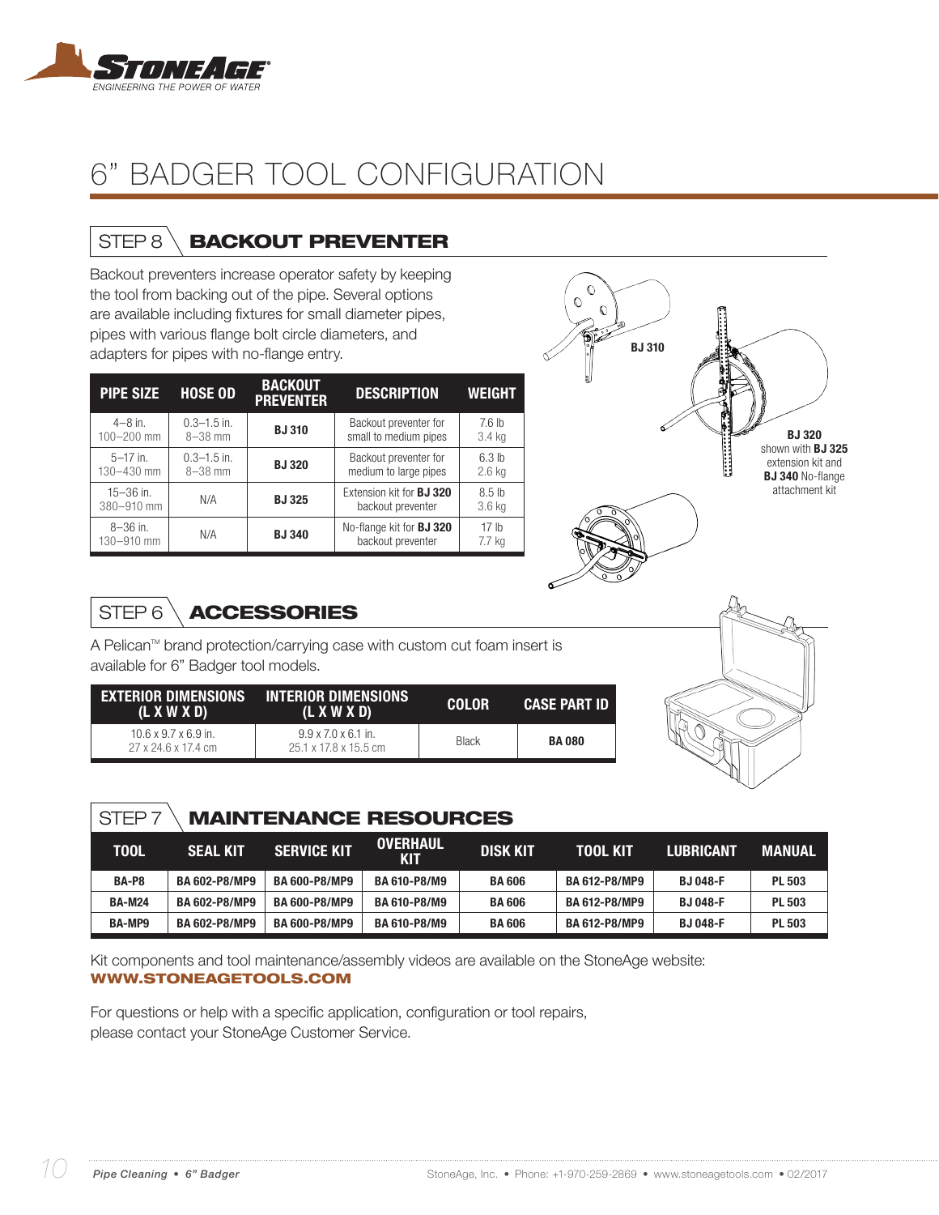# 6" BADGER TOOL CONFIGURATION

## STEP 8 BACKOUT PREVENTER

Backout preventers increase operator safety by keeping the tool from backing out of the pipe. Several options are available including fixtures for small diameter pipes, pipes with various flange bolt circle diameters, and adapters for pipes with no-flange entry.

| PIPE SIZE | HOSE OD | BACKOUT PREVENTER | DESCRIPTION | WEIGHT |
|---|---|---|---|---|
| 4–8 in.<br>100–200 mm | 0.3–1.5 in.<br>8–38 mm | **BJ 310** | Backout preventer for small to medium pipes | 7.6 lb<br>3.4 kg |
| 5–17 in.<br>130–430 mm | 0.3–1.5 in.<br>8–38 mm | **BJ 320** | Backout preventer for medium to large pipes | 6.3 lb<br>2.6 kg |
| 15–36 in.<br>380–910 mm | N/A | **BJ 325** | Extension kit for **BJ 320** backout preventer | 8.5 lb<br>3.6 kg |
| 8–36 in.<br>130–910 mm | N/A | **BJ 340** | No-flange kit for **BJ 320** backout preventer | 17 lb<br>7.7 kg |

**BJ 310**

**BJ 320** shown with **BJ 325** extension kit and **BJ 340** No-flange attachment kit

## STEP 6 ACCESSORIES

A Pelican™ brand protection/carrying case with custom cut foam insert is available for 6" Badger tool models.

| EXTERIOR DIMENSIONS (L X W X D) | INTERIOR DIMENSIONS (L X W X D) | COLOR | CASE PART ID |
|---|---|---|---|
| 10.6 x 9.7 x 6.9 in.<br>27 x 24.6 x 17.4 cm | 9.9 x 7.0 x 6.1 in.<br>25.1 x 17.8 x 15.5 cm | Black | **BA 080** |

## STEP 7 MAINTENANCE RESOURCES

| TOOL | SEAL KIT | SERVICE KIT | OVERHAUL KIT | DISK KIT | TOOL KIT | LUBRICANT | MANUAL |
|---|---|---|---|---|---|---|---|
| **BA-P8** | **BA 602-P8/MP9** | **BA 600-P8/MP9** | **BA 610-P8/M9** | **BA 606** | **BA 612-P8/MP9** | **BJ 048-F** | **PL 503** |
| **BA-M24** | **BA 602-P8/MP9** | **BA 600-P8/MP9** | **BA 610-P8/M9** | **BA 606** | **BA 612-P8/MP9** | **BJ 048-F** | **PL 503** |
| **BA-MP9** | **BA 602-P8/MP9** | **BA 600-P8/MP9** | **BA 610-P8/M9** | **BA 606** | **BA 612-P8/MP9** | **BJ 048-F** | **PL 503** |

Kit components and tool maintenance/assembly videos are available on the StoneAge website:
**WWW.STONEAGETOOLS.COM**

For questions or help with a specific application, configuration or tool repairs, please contact your StoneAge Customer Service.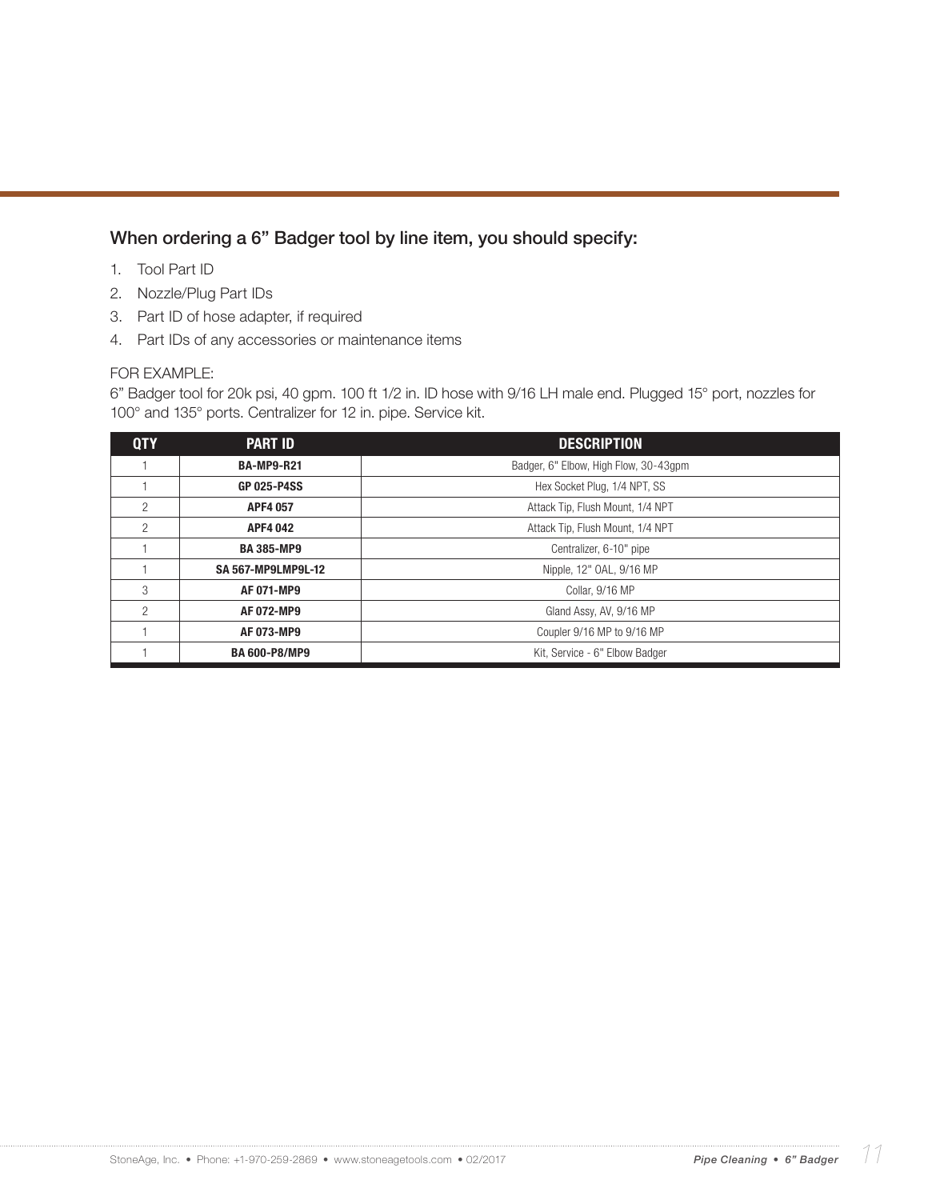### When ordering a 6" Badger tool by line item, you should specify:

1. Tool Part ID
2. Nozzle/Plug Part IDs
3. Part ID of hose adapter, if required
4. Part IDs of any accessories or maintenance items

FOR EXAMPLE:

6" Badger tool for 20k psi, 40 gpm. 100 ft 1/2 in. ID hose with 9/16 LH male end. Plugged 15° port, nozzles for 100° and 135° ports. Centralizer for 12 in. pipe. Service kit.

| QTY | PART ID | DESCRIPTION |
|---|---|---|
| 1 | **BA-MP9-R21** | Badger, 6" Elbow, High Flow, 30-43gpm |
| 1 | **GP 025-P4SS** | Hex Socket Plug, 1/4 NPT, SS |
| 2 | **APF4 057** | Attack Tip, Flush Mount, 1/4 NPT |
| 2 | **APF4 042** | Attack Tip, Flush Mount, 1/4 NPT |
| 1 | **BA 385-MP9** | Centralizer, 6-10" pipe |
| 1 | **SA 567-MP9LMP9L-12** | Nipple, 12" OAL, 9/16 MP |
| 3 | **AF 071-MP9** | Collar, 9/16 MP |
| 2 | **AF 072-MP9** | Gland Assy, AV, 9/16 MP |
| 1 | **AF 073-MP9** | Coupler 9/16 MP to 9/16 MP |
| 1 | **BA 600-P8/MP9** | Kit, Service - 6" Elbow Badger |